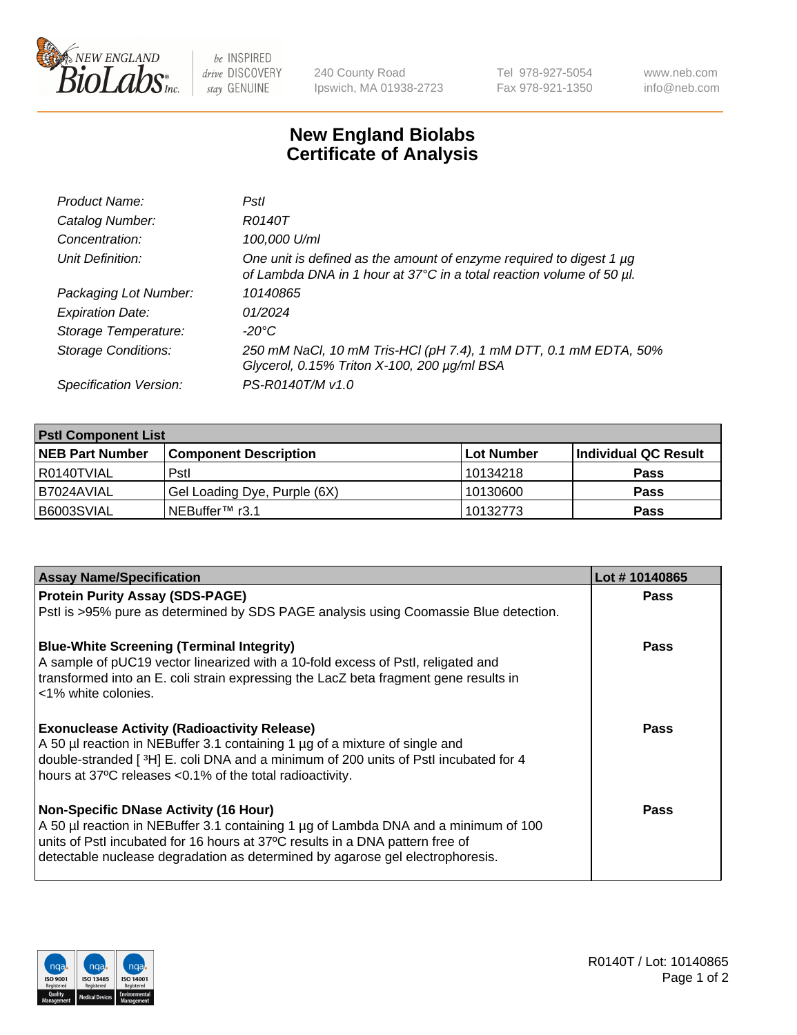240 County Road
Ipswich, MA 01938-2723

Tel 978-927-5054
Fax 978-921-1350

www.neb.com
info@neb.com

# New England Biolabs
# Certificate of Analysis

| | |
|---|---|
| *Product Name:* | *PstI* |
| *Catalog Number:* | *R0140T* |
| *Concentration:* | *100,000 U/ml* |
| *Unit Definition:* | *One unit is defined as the amount of enzyme required to digest 1 µg of Lambda DNA in 1 hour at 37°C in a total reaction volume of 50 µl.* |
| *Packaging Lot Number:* | *10140865* |
| *Expiration Date:* | *01/2024* |
| *Storage Temperature:* | *-20°C* |
| *Storage Conditions:* | *250 mM NaCl, 10 mM Tris-HCl (pH 7.4), 1 mM DTT, 0.1 mM EDTA, 50% Glycerol, 0.15% Triton X-100, 200 µg/ml BSA* |
| *Specification Version:* | *PS-R0140T/M v1.0* |

| **PstI Component List** | | | |
|---|---|---|---|
| **NEB Part Number** | **Component Description** | **Lot Number** | **Individual QC Result** |
| R0140TVIAL | PstI | 10134218 | **Pass** |
| B7024AVIAL | Gel Loading Dye, Purple (6X) | 10130600 | **Pass** |
| B6003SVIAL | NEBuffer™ r3.1 | 10132773 | **Pass** |

| **Assay Name/Specification** | **Lot # 10140865** |
|---|---|
| **Protein Purity Assay (SDS-PAGE)**<br>PstI is >95% pure as determined by SDS PAGE analysis using Coomassie Blue detection. | **Pass** |
| **Blue-White Screening (Terminal Integrity)**<br>A sample of pUC19 vector linearized with a 10-fold excess of PstI, religated and transformed into an E. coli strain expressing the LacZ beta fragment gene results in <1% white colonies. | **Pass** |
| **Exonuclease Activity (Radioactivity Release)**<br>A 50 µl reaction in NEBuffer 3.1 containing 1 µg of a mixture of single and double-stranded [ $^3$H] E. coli DNA and a minimum of 200 units of PstI incubated for 4 hours at 37ºC releases <0.1% of the total radioactivity. | **Pass** |
| **Non-Specific DNase Activity (16 Hour)**<br>A 50 µl reaction in NEBuffer 3.1 containing 1 µg of Lambda DNA and a minimum of 100 units of PstI incubated for 16 hours at 37ºC results in a DNA pattern free of detectable nuclease degradation as determined by agarose gel electrophoresis. | **Pass** |

R0140T / Lot: 10140865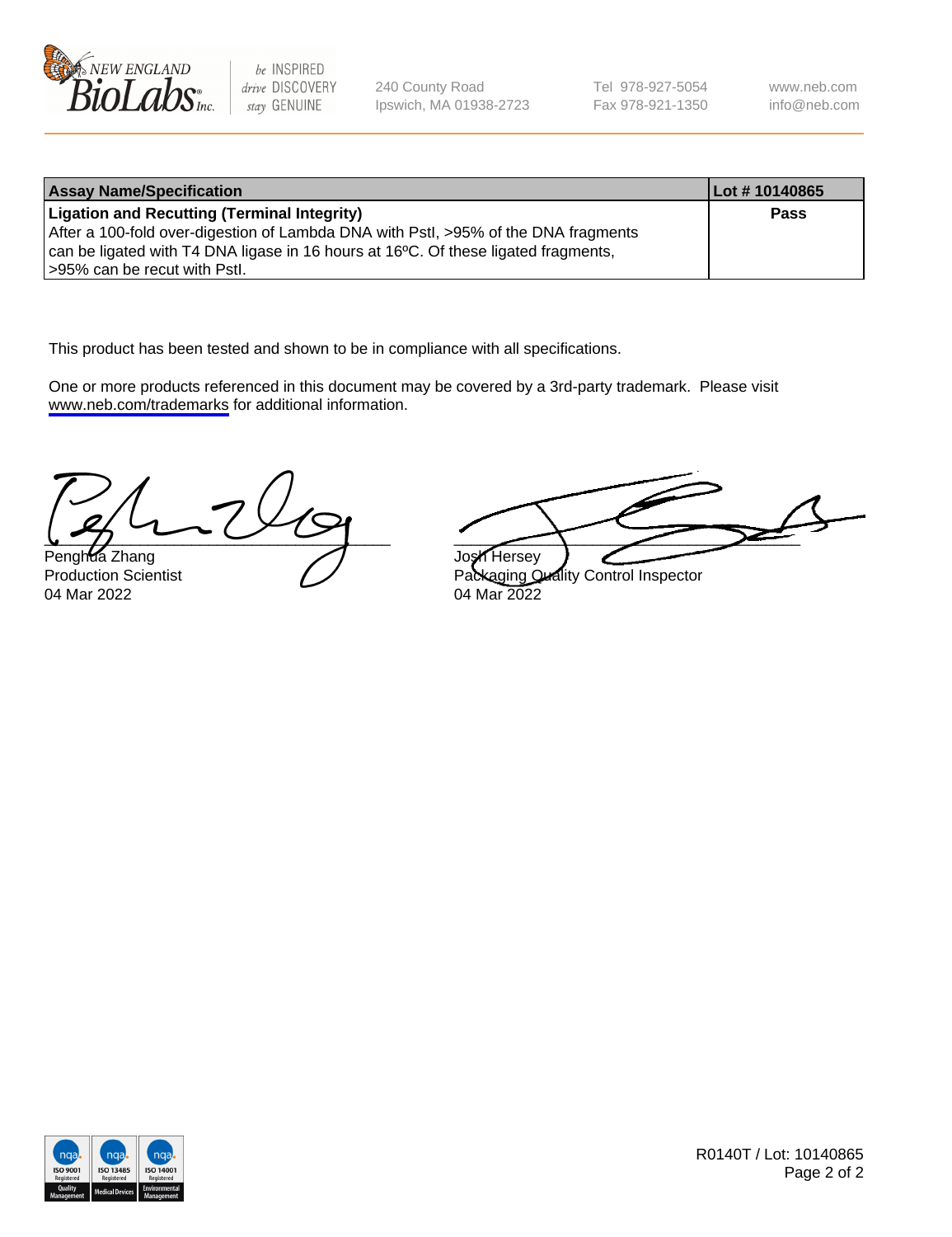| Assay Name/Specification | Lot # 10140865 |
|---|---|
| **Ligation and Recutting (Terminal Integrity)**<br>After a 100-fold over-digestion of Lambda DNA with PstI, >95% of the DNA fragments can be ligated with T4 DNA ligase in 16 hours at 16ºC. Of these ligated fragments, >95% can be recut with PstI. | **Pass** |

This product has been tested and shown to be in compliance with all specifications.

One or more products referenced in this document may be covered by a 3rd-party trademark. Please visit www.neb.com/trademarks for additional information.

Penghua Zhang
Production Scientist
04 Mar 2022

Josh Hersey
Packaging Quality Control Inspector
04 Mar 2022

R0140T / Lot: 10140865